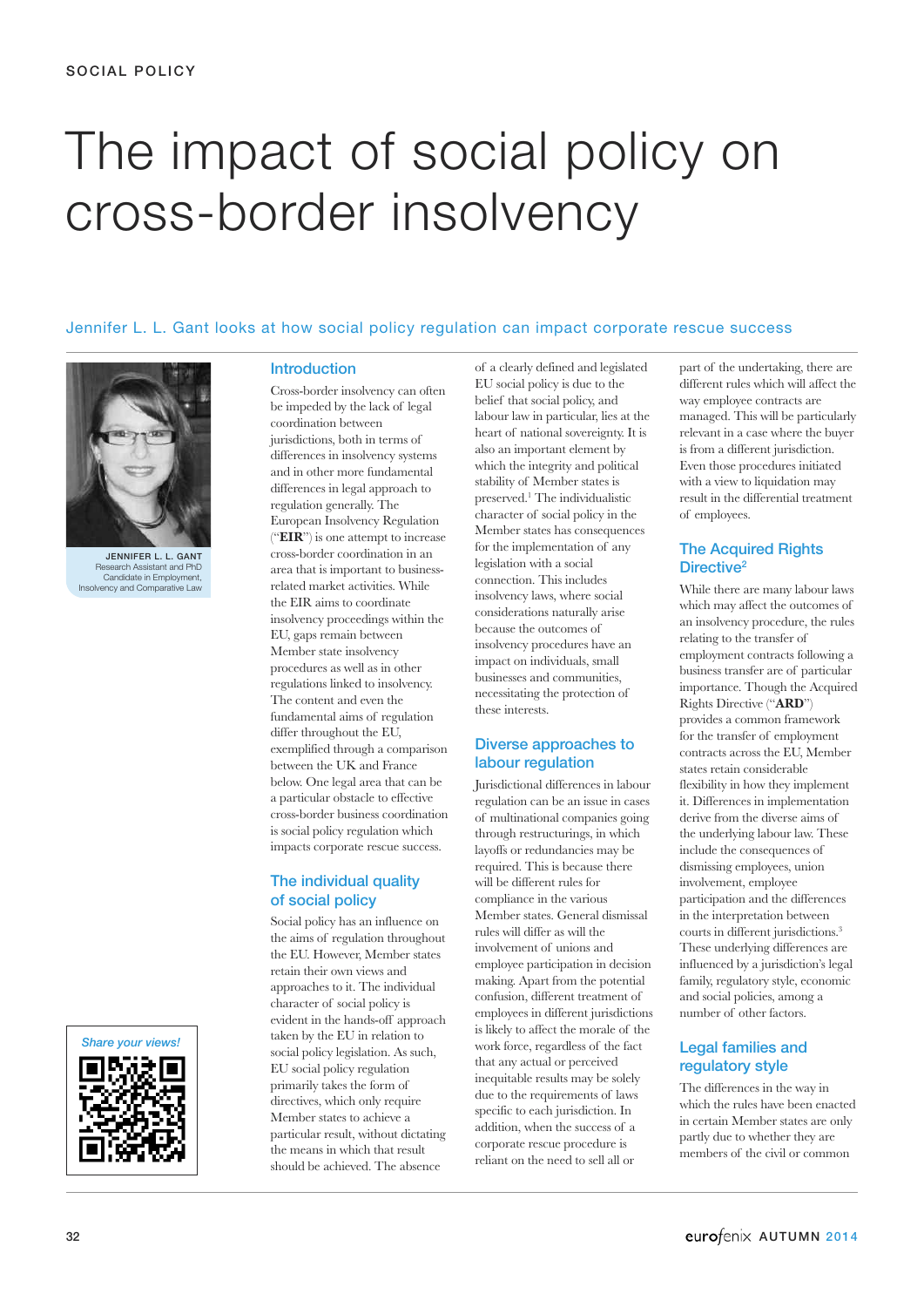# The impact of social policy on cross-border insolvency

Jennifer L. L. Gant looks at how social policy regulation can impact corporate rescue success

**JENNIFER L. L. GANT**
Research Assistant and PhD Candidate in Employment, Insolvency and Comparative Law

*Share your views!*

## Introduction

Cross-border insolvency can often be impeded by the lack of legal coordination between jurisdictions, both in terms of differences in insolvency systems and in other more fundamental differences in legal approach to regulation generally. The European Insolvency Regulation ("**EIR**") is one attempt to increase cross-border coordination in an area that is important to business-related market activities. While the EIR aims to coordinate insolvency proceedings within the EU, gaps remain between Member state insolvency procedures as well as in other regulations linked to insolvency. The content and even the fundamental aims of regulation differ throughout the EU, exemplified through a comparison between the UK and France below. One legal area that can be a particular obstacle to effective cross-border business coordination is social policy regulation which impacts corporate rescue success.

## The individual quality of social policy

Social policy has an influence on the aims of regulation throughout the EU. However, Member states retain their own views and approaches to it. The individual character of social policy is evident in the hands-off approach taken by the EU in relation to social policy legislation. As such, EU social policy regulation primarily takes the form of directives, which only require Member states to achieve a particular result, without dictating the means in which that result should be achieved. The absence of a clearly defined and legislated EU social policy is due to the belief that social policy, and labour law in particular, lies at the heart of national sovereignty. It is also an important element by which the integrity and political stability of Member states is preserved.[1] The individualistic character of social policy in the Member states has consequences for the implementation of any legislation with a social connection. This includes insolvency laws, where social considerations naturally arise because the outcomes of insolvency procedures have an impact on individuals, small businesses and communities, necessitating the protection of these interests.

## Diverse approaches to labour regulation

Jurisdictional differences in labour regulation can be an issue in cases of multinational companies going through restructurings, in which layoffs or redundancies may be required. This is because there will be different rules for compliance in the various Member states. General dismissal rules will differ as will the involvement of unions and employee participation in decision making. Apart from the potential confusion, different treatment of employees in different jurisdictions is likely to affect the morale of the work force, regardless of the fact that any actual or perceived inequitable results may be solely due to the requirements of laws specific to each jurisdiction. In addition, when the success of a corporate rescue procedure is reliant on the need to sell all or part of the undertaking, there are different rules which will affect the way employee contracts are managed. This will be particularly relevant in a case where the buyer is from a different jurisdiction. Even those procedures initiated with a view to liquidation may result in the differential treatment of employees.

## The Acquired Rights Directive[2]

While there are many labour laws which may affect the outcomes of an insolvency procedure, the rules relating to the transfer of employment contracts following a business transfer are of particular importance. Though the Acquired Rights Directive ("**ARD**") provides a common framework for the transfer of employment contracts across the EU, Member states retain considerable flexibility in how they implement it. Differences in implementation derive from the diverse aims of the underlying labour law. These include the consequences of dismissing employees, union involvement, employee participation and the differences in the interpretation between courts in different jurisdictions.[3] These underlying differences are influenced by a jurisdiction's legal family, regulatory style, economic and social policies, among a number of other factors.

## Legal families and regulatory style

The differences in the way in which the rules have been enacted in certain Member states are only partly due to whether they are members of the civil or common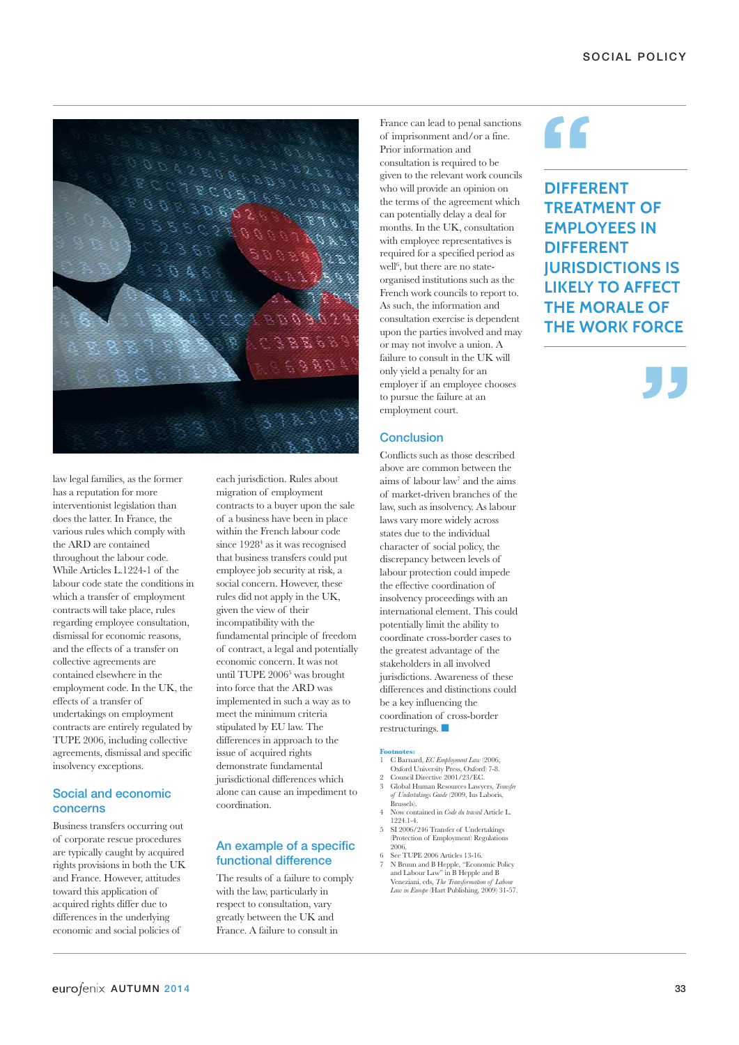law legal families, as the former has a reputation for more interventionist legislation than does the latter. In France, the various rules which comply with the ARD are contained throughout the labour code. While Articles L.1224-1 of the labour code state the conditions in which a transfer of employment contracts will take place, rules regarding employee consultation, dismissal for economic reasons, and the effects of a transfer on collective agreements are contained elsewhere in the employment code. In the UK, the effects of a transfer of undertakings on employment contracts are entirely regulated by TUPE 2006, including collective agreements, dismissal and specific insolvency exceptions.

## Social and economic concerns

Business transfers occurring out of corporate rescue procedures are typically caught by acquired rights provisions in both the UK and France. However, attitudes toward this application of acquired rights differ due to differences in the underlying economic and social policies of each jurisdiction. Rules about migration of employment contracts to a buyer upon the sale of a business have been in place within the French labour code since 1928[4] as it was recognised that business transfers could put employee job security at risk, a social concern. However, these rules did not apply in the UK, given the view of their incompatibility with the fundamental principle of freedom of contract, a legal and potentially economic concern. It was not until TUPE 2006[5] was brought into force that the ARD was implemented in such a way as to meet the minimum criteria stipulated by EU law. The differences in approach to the issue of acquired rights demonstrate fundamental jurisdictional differences which alone can cause an impediment to coordination.

## An example of a specific functional difference

The results of a failure to comply with the law, particularly in respect to consultation, vary greatly between the UK and France. A failure to consult in France can lead to penal sanctions of imprisonment and/or a fine. Prior information and consultation is required to be given to the relevant work councils who will provide an opinion on the terms of the agreement which can potentially delay a deal for months. In the UK, consultation with employee representatives is required for a specified period as well[6], but there are no state-organised institutions such as the French work councils to report to. As such, the information and consultation exercise is dependent upon the parties involved and may or may not involve a union. A failure to consult in the UK will only yield a penalty for an employer if an employee chooses to pursue the failure at an employment court.

> **DIFFERENT TREATMENT OF EMPLOYEES IN DIFFERENT JURISDICTIONS IS LIKELY TO AFFECT THE MORALE OF THE WORK FORCE**

## Conclusion

Conflicts such as those described above are common between the aims of labour law[7] and the aims of market-driven branches of the law, such as insolvency. As labour laws vary more widely across states due to the individual character of social policy, the discrepancy between levels of labour protection could impede the effective coordination of insolvency proceedings with an international element. This could potentially limit the ability to coordinate cross-border cases to the greatest advantage of the stakeholders in all involved jurisdictions. Awareness of these differences and distinctions could be a key influencing the coordination of cross-border restructurings. ■

**Footnotes:**

1. C Barnard, *EC Employment Law* (2006, Oxford University Press, Oxford) 7-8.
2. Council Directive 2001/23/EC.
3. Global Human Resources Lawyers, *Transfer of Undertakings Guide* (2009, Ius Laboris, Brussels).
4. Now contained in *Code du travail* Article L. 1224.1-4.
5. SI 2006/246 Transfer of Undertakings (Protection of Employment) Regulations 2006.
6. See TUPE 2006 Articles 13-16.
7. N Bruun and B Hepple, "Economic Policy and Labour Law" in B Hepple and B Veneziani, eds, *The Transformation of Labour Law in Europe* (Hart Publishing, 2009) 31-57.